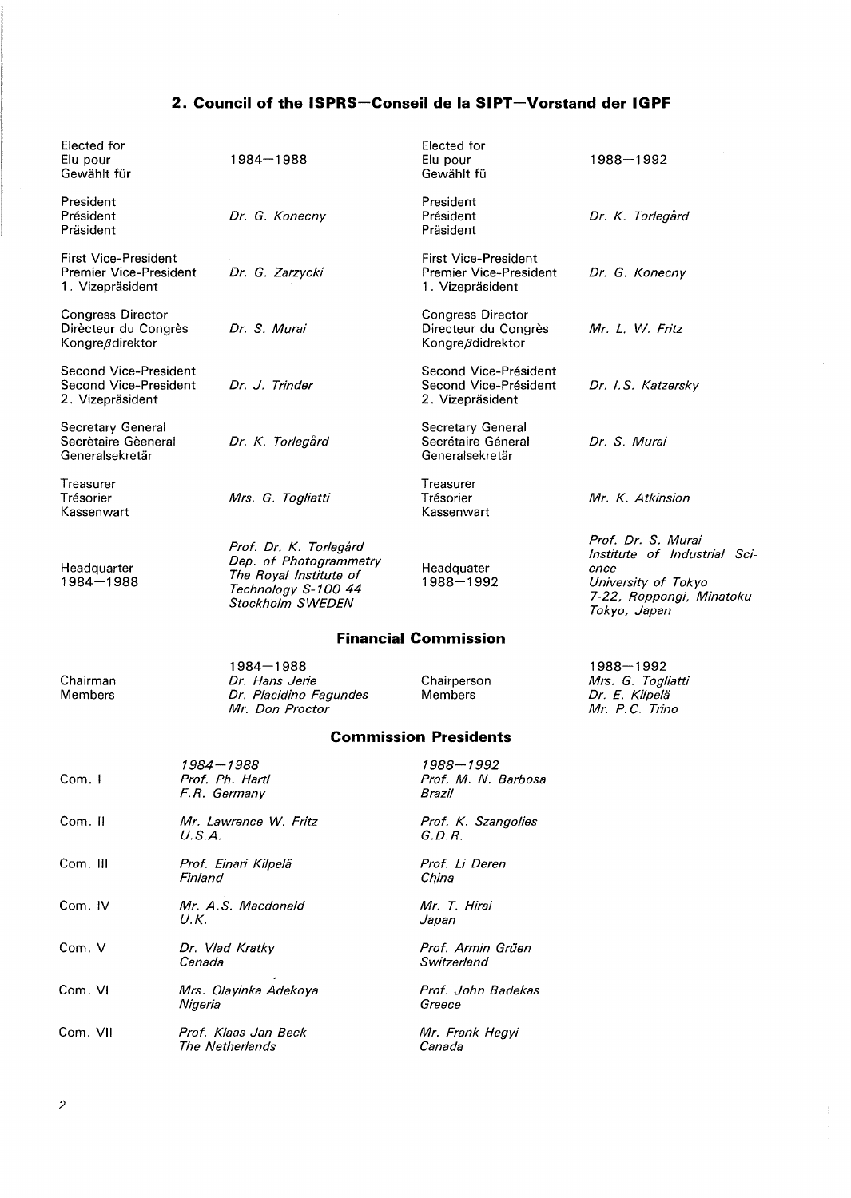## 2. Council of the ISPRS—Conseil de la SIPT—Vorstand der IGPF

| Elected for / Elu pour / Gewählt für | 1984—1988 | Elected for / Elu pour / Gewählt fü | 1988—1992 |
|---|---|---|---|
| President / Président / Präsident | *Dr. G. Konecny* | President / Président / Präsident | *Dr. K. Torlegård* |
| First Vice-President / Premier Vice-President / 1. Vizepräsident | *Dr. G. Zarzycki* | First Vice-President / Premier Vice-President / 1. Vizepräsident | *Dr. G. Konecny* |
| Congress Director / Dirècteur du Congrès / Kongreβdirektor | *Dr. S. Murai* | Congress Director / Directeur du Congrès / Kongreβdidrektor | *Mr. L. W. Fritz* |
| Second Vice-President / Second Vice-President / 2. Vizepräsident | *Dr. J. Trinder* | Second Vice-Président / Second Vice-Président / 2. Vizepräsident | *Dr. I.S. Katzersky* |
| Secretary General / Secrètaire Gèeneral / Generalsekretär | *Dr. K. Torlegård* | Secretary General / Secrétaire Géneral / Generalsekretär | *Dr. S. Murai* |
| Treasurer / Trésorier / Kassenwart | *Mrs. G. Togliatti* | Treasurer / Trésorier / Kassenwart | *Mr. K. Atkinsion* |
| Headquarter 1984—1988 | *Prof. Dr. K. Torlegård Dep. of Photogrammetry The Royal Institute of Technology S-100 44 Stockholm SWEDEN* | Headquater 1988—1992 | *Prof. Dr. S. Murai Institute of Industrial Science University of Tokyo 7-22, Roppongi, Minatoku Tokyo, Japan* |

### Financial Commission

| | 1984—1988 | | 1988—1992 |
|---|---|---|---|
| Chairman | *Dr. Hans Jerie* | Chairperson | *Mrs. G. Togliatti* |
| Members | *Dr. Placidino Fagundes* | Members | *Dr. E. Kilpelä* |
| | *Mr. Don Proctor* | | *Mr. P.C. Trino* |

### Commission Presidents

| | *1984—1988* | *1988—1992* |
|---|---|---|
| Com. I | *Prof. Ph. Hartl F.R. Germany* | *Prof. M. N. Barbosa Brazil* |
| Com. II | *Mr. Lawrence W. Fritz U.S.A.* | *Prof. K. Szangolies G.D.R.* |
| Com. III | *Prof. Einari Kilpelä Finland* | *Prof. Li Deren China* |
| Com. IV | *Mr. A.S. Macdonald U.K.* | *Mr. T. Hirai Japan* |
| Com. V | *Dr. Vlad Kratky Canada* | *Prof. Armin Grüen Switzerland* |
| Com. VI | *Mrs. Olayinka Adekoya Nigeria* | *Prof. John Badekas Greece* |
| Com. VII | *Prof. Klaas Jan Beek The Netherlands* | *Mr. Frank Hegyi Canada* |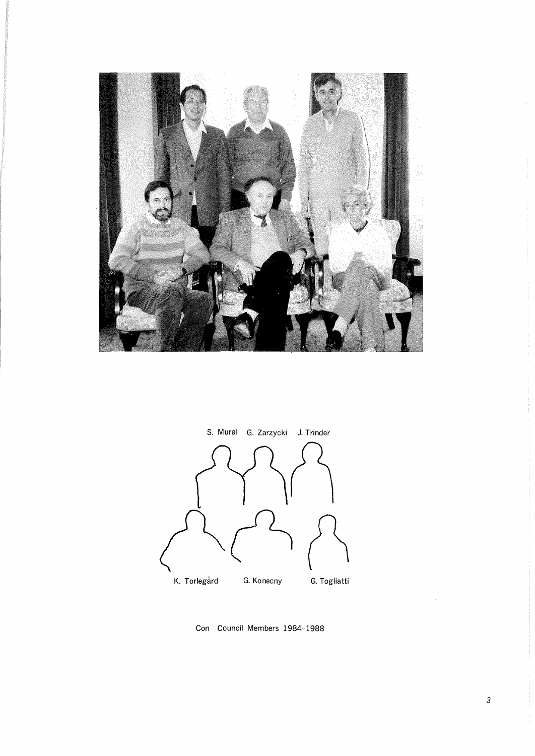S. Murai G. Zarzycki J. Trinder

K. Torlegård G. Konecny G. Togliatti

Con Council Members 1984–1988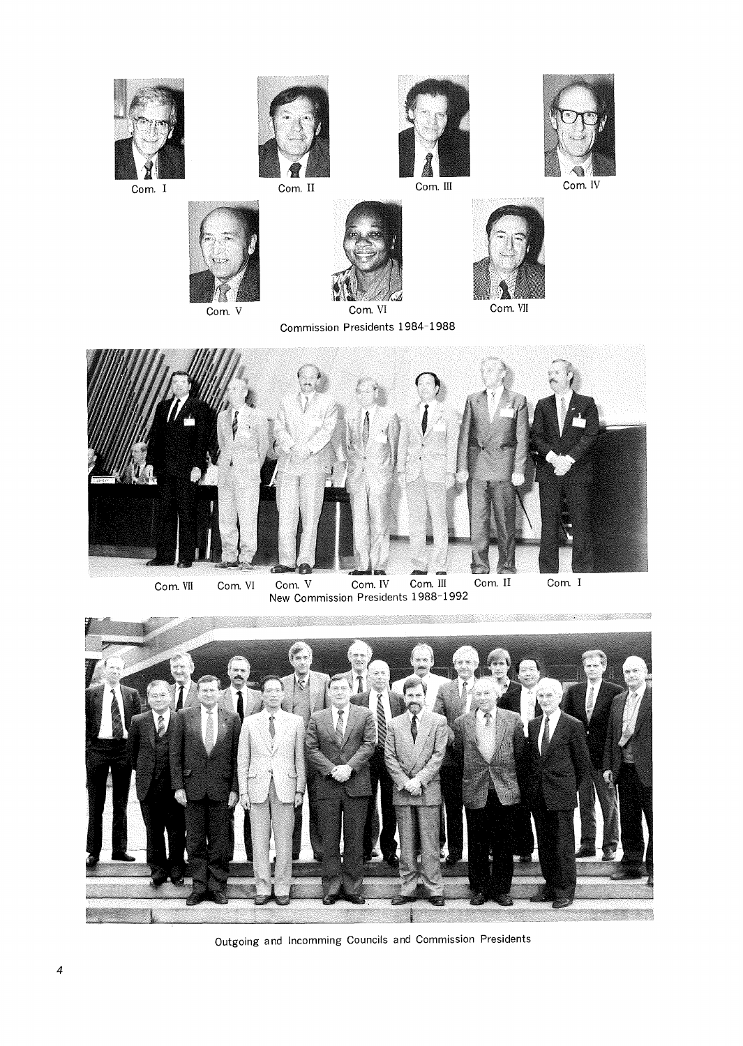Com. I

Com. II

Com. III

Com. IV

Com. V

Com. VI

Com. VII

Commission Presidents 1984-1988

Com. VII Com. VI Com. V Com. IV Com. III Com. II Com. I

New Commission Presidents 1988-1992

Outgoing and Incomming Councils and Commission Presidents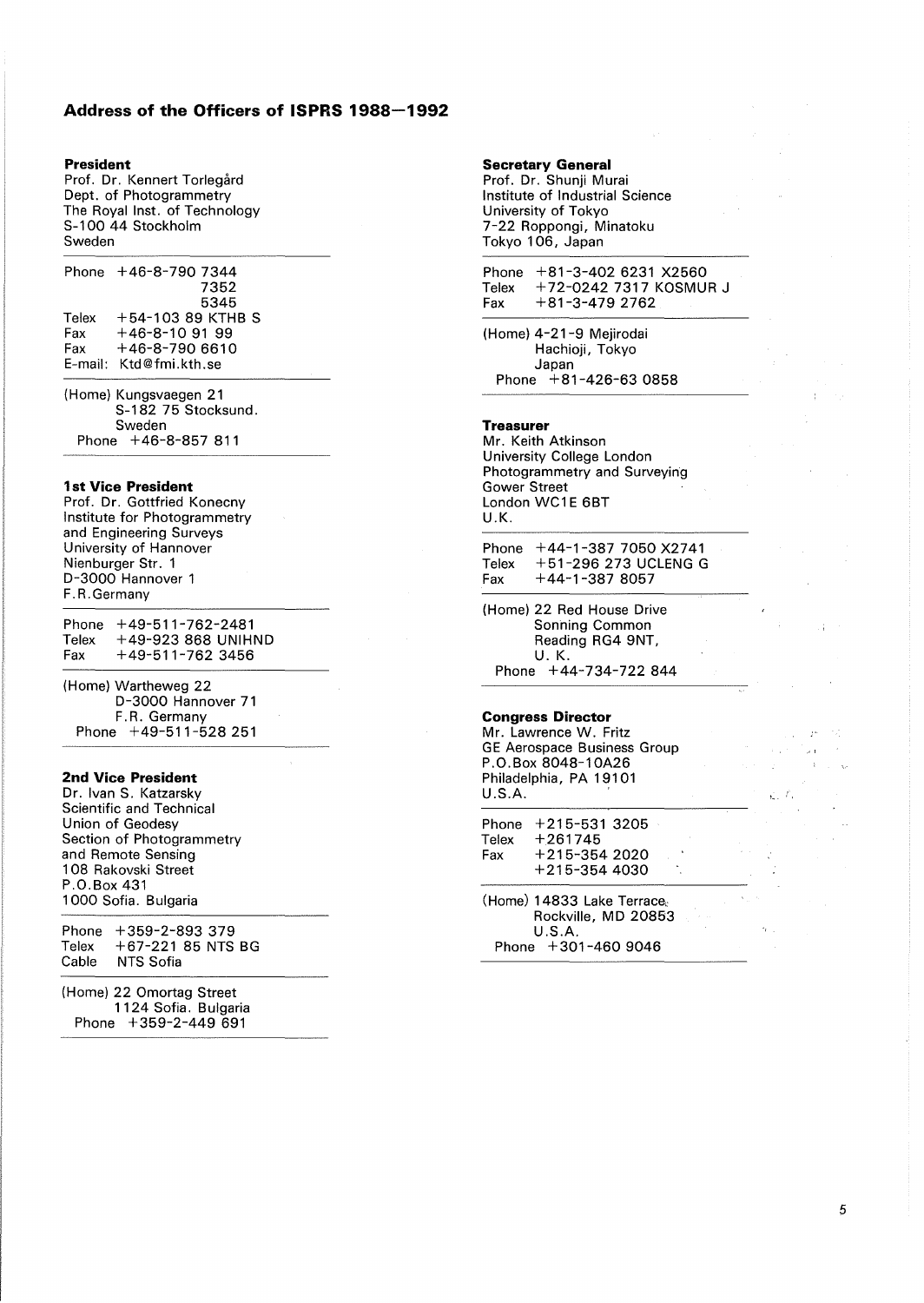# Address of the Officers of ISPRS 1988—1992

### President

Prof. Dr. Kennert Torlegård
Dept. of Photogrammetry
The Royal Inst. of Technology
S-100 44 Stockholm
Sweden

Phone +46-8-790 7344
7352
5345
Telex +54-103 89 KTHB S
Fax +46-8-10 91 99
Fax +46-8-790 6610
E-mail: Ktd@fmi.kth.se

(Home) Kungsvaegen 21
S-182 75 Stocksund.
Sweden
Phone +46-8-857 811

### 1st Vice President

Prof. Dr. Gottfried Konecny
Institute for Photogrammetry
and Engineering Surveys
University of Hannover
Nienburger Str. 1
D-3000 Hannover 1
F.R.Germany

Phone +49-511-762-2481
Telex +49-923 868 UNIHND
Fax +49-511-762 3456

(Home) Wartheweg 22
D-3000 Hannover 71
F.R. Germany
Phone +49-511-528 251

### 2nd Vice President

Dr. Ivan S. Katzarsky
Scientific and Technical
Union of Geodesy
Section of Photogrammetry
and Remote Sensing
108 Rakovski Street
P.O.Box 431
1000 Sofia. Bulgaria

Phone +359-2-893 379
Telex +67-221 85 NTS BG
Cable NTS Sofia

(Home) 22 Omortag Street
1124 Sofia. Bulgaria
Phone +359-2-449 691

### Secretary General

Prof. Dr. Shunji Murai
Institute of Industrial Science
University of Tokyo
7-22 Roppongi, Minatoku
Tokyo 106, Japan

Phone +81-3-402 6231 X2560
Telex +72-0242 7317 KOSMUR J
Fax +81-3-479 2762

(Home) 4-21-9 Mejirodai
Hachioji, Tokyo
Japan
Phone +81-426-63 0858

### Treasurer

Mr. Keith Atkinson
University College London
Photogrammetry and Surveying
Gower Street
London WC1E 6BT
U.K.

Phone +44-1-387 7050 X2741
Telex +51-296 273 UCLENG G
Fax +44-1-387 8057

(Home) 22 Red House Drive
Sonning Common
Reading RG4 9NT,
U. K.
Phone +44-734-722 844

### Congress Director

Mr. Lawrence W. Fritz
GE Aerospace Business Group
P.O.Box 8048-10A26
Philadelphia, PA 19101
U.S.A.

Phone +215-531 3205
Telex +261745
Fax +215-354 2020
+215-354 4030

(Home) 14833 Lake Terrace
Rockville, MD 20853
U.S.A.
Phone +301-460 9046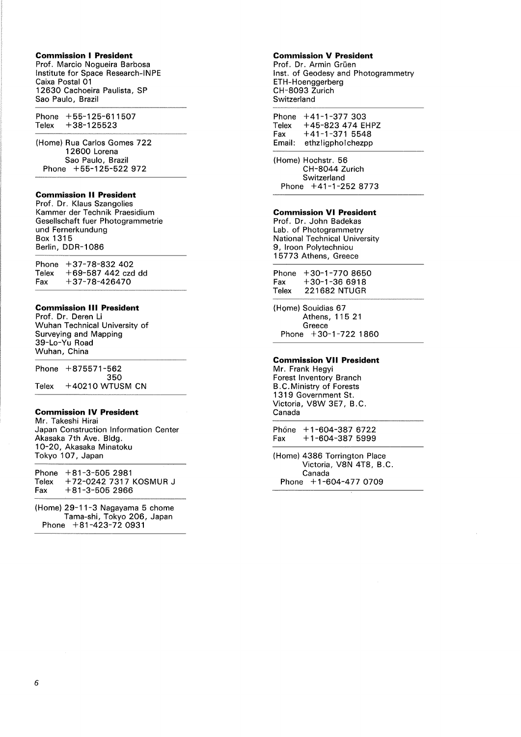**Commission I President**
Prof. Marcio Nogueira Barbosa
Institute for Space Research-INPE
Caixa Postal 01
12630 Cachoeira Paulista, SP
Sao Paulo, Brazil

Phone +55-125-611507
Telex +38-125523

(Home) Rua Carlos Gomes 722
12600 Lorena
Sao Paulo, Brazil
Phone +55-125-522 972

**Commission II President**
Prof. Dr. Klaus Szangolies
Kammer der Technik Praesidium
Gesellschaft fuer Photogrammetrie
und Fernerkundung
Box 1315
Berlin, DDR-1086

Phone +37-78-832 402
Telex +69-587 442 czd dd
Fax +37-78-426470

**Commission III President**
Prof. Dr. Deren Li
Wuhan Technical University of
Surveying and Mapping
39-Lo-Yu Road
Wuhan, China

Phone +875571-562
350
Telex +40210 WTUSM CN

**Commission IV President**
Mr. Takeshi Hirai
Japan Construction Information Center
Akasaka 7th Ave. Bldg.
10-20, Akasaka Minatoku
Tokyo 107, Japan

Phone +81-3-505 2981
Telex +72-0242 7317 KOSMUR J
Fax +81-3-505 2966

(Home) 29-11-3 Nagayama 5 chome
Tama-shi, Tokyo 206, Japan
Phone +81-423-72 0931

**Commission V President**
Prof. Dr. Armin Grüen
Inst. of Geodesy and Photogrammetry
ETH-Hoenggerberg
CH-8093 Zurich
Switzerland

Phone +41-1-377 303
Telex +45-823 474 EHPZ
Fax +41-1-371 5548
Email: ethz!igpho!chezpp

(Home) Hochstr. 56
CH-8044 Zurich
Switzerland
Phone +41-1-252 8773

**Commission VI President**
Prof. Dr. John Badekas
Lab. of Photogrammetry
National Technical University
9, Iroon Polytechniou
15773 Athens, Greece

Phone +30-1-770 8650
Fax +30-1-36 6918
Telex 221682 NTUGR

(Home) Souidias 67
Athens, 115 21
Greece
Phone +30-1-722 1860

**Commission VII President**
Mr. Frank Hegyi
Forest Inventory Branch
B.C.Ministry of Forests
1319 Government St.
Victoria, V8W 3E7, B.C.
Canada

Phone +1-604-387 6722
Fax +1-604-387 5999

(Home) 4386 Torrington Place
Victoria, V8N 4T8, B.C.
Canada
Phone +1-604-477 0709